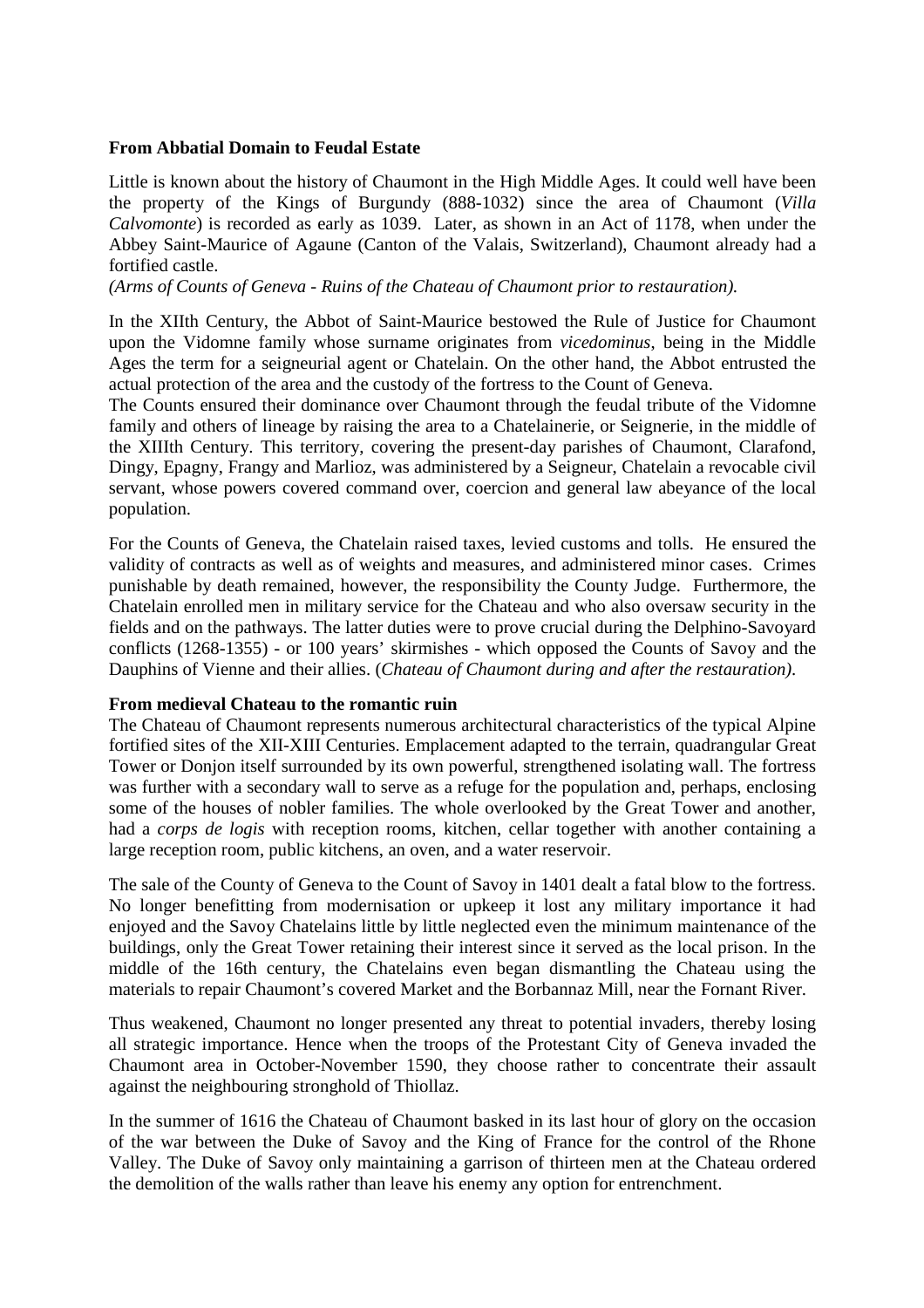**From Abbatial Domain to Feudal Estate**

Little is known about the history of Chaumont in the High Middle Ages. It could well have been the property of the Kings of Burgundy (888-1032) since the area of Chaumont (*Villa Calvomonte*) is recorded as early as 1039. Later, as shown in an Act of 1178, when under the Abbey Saint-Maurice of Agaune (Canton of the Valais, Switzerland), Chaumont already had a fortified castle.

*(Arms of Counts of Geneva - Ruins of the Chateau of Chaumont prior to restauration).*

In the XIIth Century, the Abbot of Saint-Maurice bestowed the Rule of Justice for Chaumont upon the Vidomne family whose surname originates from *vicedominus*, being in the Middle Ages the term for a seigneurial agent or Chatelain. On the other hand, the Abbot entrusted the actual protection of the area and the custody of the fortress to the Count of Geneva.

The Counts ensured their dominance over Chaumont through the feudal tribute of the Vidomne family and others of lineage by raising the area to a Chatelainerie, or Seignerie, in the middle of the XIIIth Century. This territory, covering the present-day parishes of Chaumont, Clarafond, Dingy, Epagny, Frangy and Marlioz, was administered by a Seigneur, Chatelain a revocable civil servant, whose powers covered command over, coercion and general law abeyance of the local population.

For the Counts of Geneva, the Chatelain raised taxes, levied customs and tolls. He ensured the validity of contracts as well as of weights and measures, and administered minor cases. Crimes punishable by death remained, however, the responsibility the County Judge. Furthermore, the Chatelain enrolled men in military service for the Chateau and who also oversaw security in the fields and on the pathways. The latter duties were to prove crucial during the Delphino-Savoyard conflicts (1268-1355) - or 100 years' skirmishes - which opposed the Counts of Savoy and the Dauphins of Vienne and their allies. (*Chateau of Chaumont during and after the restauration)*.

**From medieval Chateau to the romantic ruin**

The Chateau of Chaumont represents numerous architectural characteristics of the typical Alpine fortified sites of the XII-XIII Centuries. Emplacement adapted to the terrain, quadrangular Great Tower or Donjon itself surrounded by its own powerful, strengthened isolating wall. The fortress was further with a secondary wall to serve as a refuge for the population and, perhaps, enclosing some of the houses of nobler families. The whole overlooked by the Great Tower and another, had a *corps de logis* with reception rooms, kitchen, cellar together with another containing a large reception room, public kitchens, an oven, and a water reservoir.

The sale of the County of Geneva to the Count of Savoy in 1401 dealt a fatal blow to the fortress. No longer benefitting from modernisation or upkeep it lost any military importance it had enjoyed and the Savoy Chatelains little by little neglected even the minimum maintenance of the buildings, only the Great Tower retaining their interest since it served as the local prison. In the middle of the 16th century, the Chatelains even began dismantling the Chateau using the materials to repair Chaumont's covered Market and the Borbannaz Mill, near the Fornant River.

Thus weakened, Chaumont no longer presented any threat to potential invaders, thereby losing all strategic importance. Hence when the troops of the Protestant City of Geneva invaded the Chaumont area in October-November 1590, they choose rather to concentrate their assault against the neighbouring stronghold of Thiollaz.

In the summer of 1616 the Chateau of Chaumont basked in its last hour of glory on the occasion of the war between the Duke of Savoy and the King of France for the control of the Rhone Valley. The Duke of Savoy only maintaining a garrison of thirteen men at the Chateau ordered the demolition of the walls rather than leave his enemy any option for entrenchment.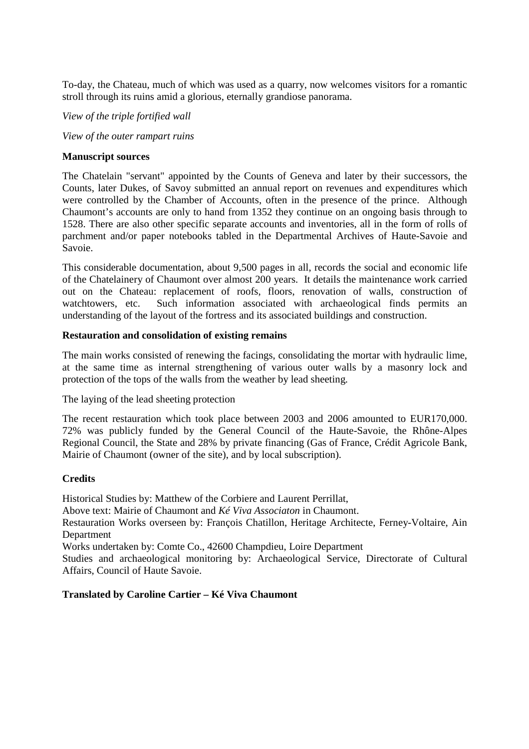To-day, the Chateau, much of which was used as a quarry, now welcomes visitors for a romantic stroll through its ruins amid a glorious, eternally grandiose panorama.

*View of the triple fortified wall*

*View of the outer rampart ruins*

**Manuscript sources**

The Chatelain "servant" appointed by the Counts of Geneva and later by their successors, the Counts, later Dukes, of Savoy submitted an annual report on revenues and expenditures which were controlled by the Chamber of Accounts, often in the presence of the prince. Although Chaumont's accounts are only to hand from 1352 they continue on an ongoing basis through to 1528. There are also other specific separate accounts and inventories, all in the form of rolls of parchment and/or paper notebooks tabled in the Departmental Archives of Haute-Savoie and Savoie.

This considerable documentation, about 9,500 pages in all, records the social and economic life of the Chatelainery of Chaumont over almost 200 years. It details the maintenance work carried out on the Chateau: replacement of roofs, floors, renovation of walls, construction of watchtowers, etc. Such information associated with archaeological finds permits an understanding of the layout of the fortress and its associated buildings and construction.

**Restauration and consolidation of existing remains**

The main works consisted of renewing the facings, consolidating the mortar with hydraulic lime, at the same time as internal strengthening of various outer walls by a masonry lock and protection of the tops of the walls from the weather by lead sheeting.

The laying of the lead sheeting protection

The recent restauration which took place between 2003 and 2006 amounted to EUR170,000. 72% was publicly funded by the General Council of the Haute-Savoie, the Rhône-Alpes Regional Council, the State and 28% by private financing (Gas of France, Crédit Agricole Bank, Mairie of Chaumont (owner of the site), and by local subscription).

**Credits**

Historical Studies by: Matthew of the Corbiere and Laurent Perrillat,
Above text: Mairie of Chaumont and *Ké Viva Associaton* in Chaumont.
Restauration Works overseen by: François Chatillon, Heritage Architecte, Ferney-Voltaire, Ain Department
Works undertaken by: Comte Co., 42600 Champdieu, Loire Department
Studies and archaeological monitoring by: Archaeological Service, Directorate of Cultural Affairs, Council of Haute Savoie.

**Translated by Caroline Cartier – Ké Viva Chaumont**